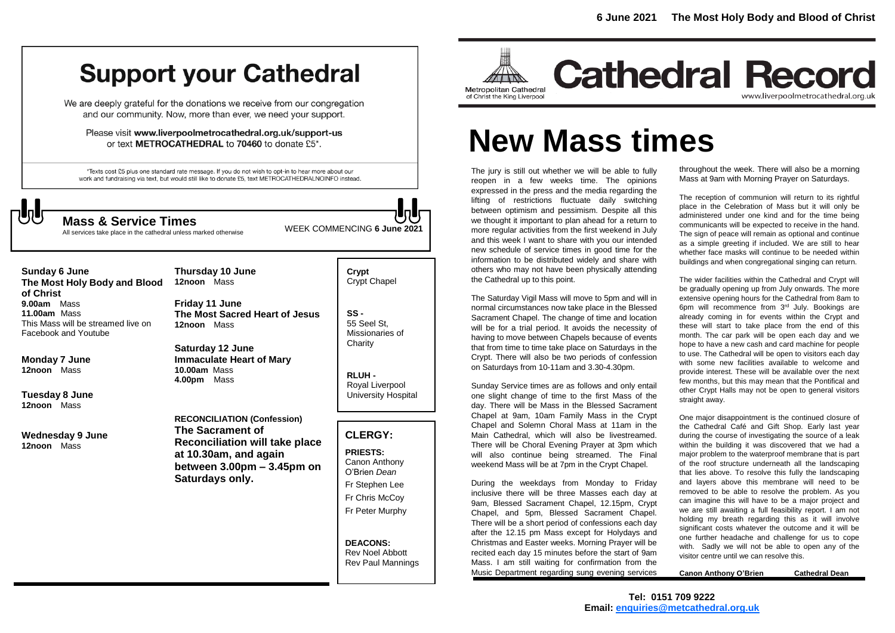6 June 2021 The Most Holy Body and Blood of Christ

# Support your Cathedral

We are deeply grateful for the donations we receive from our congregation and our community. Now, more than ever, we need your support.

Please visit **www.liverpoolmetrocathedral.org.uk/support-us** or text **METROCATHEDRAL** to **70460** to donate £5*.

*Texts cost £5 plus one standard rate message. If you do not wish to opt-in to hear more about our work and fundraising via text, but would still like to donate £5, text METROCATHEDRALNOINFO instead.

## Mass & Service Times

All services take place in the cathedral unless marked otherwise

WEEK COMMENCING **6 June 2021**

**Sunday 6 June**
**The Most Holy Body and Blood of Christ**
**9.00am** Mass
**11.00am** Mass
This Mass will be streamed live on Facebook and Youtube

**Monday 7 June**
**12noon** Mass

**Tuesday 8 June**
**12noon** Mass

**Wednesday 9 June**
**12noon** Mass

**Thursday 10 June**
**12noon** Mass

**Friday 11 June**
**The Most Sacred Heart of Jesus**
**12noon** Mass

**Saturday 12 June**
**Immaculate Heart of Mary**
**10.00am** Mass
**4.00pm** Mass

**RECONCILIATION (Confession)**
**The Sacrament of Reconciliation will take place at 10.30am, and again between 3.00pm – 3.45pm on Saturdays only.**

**Crypt** Crypt Chapel

**SS -** 55 Seel St, Missionaries of Charity

**RLUH -** Royal Liverpool University Hospital

### CLERGY:

**PRIESTS:**
Canon Anthony O'Brien *Dean*
Fr Stephen Lee
Fr Chris McCoy
Fr Peter Murphy

**DEACONS:**
Rev Noel Abbott
Rev Paul Mannings

Metropolitan Cathedral of Christ the King Liverpool

# Cathedral Record

www.liverpoolmetrocathedral.org.uk

# New Mass times

The jury is still out whether we will be able to fully reopen in a few weeks time. The opinions expressed in the press and the media regarding the lifting of restrictions fluctuate daily switching between optimism and pessimism. Despite all this we thought it important to plan ahead for a return to more regular activities from the first weekend in July and this week I want to share with you our intended new schedule of service times in good time for the information to be distributed widely and share with others who may not have been physically attending the Cathedral up to this point.

The Saturday Vigil Mass will move to 5pm and will in normal circumstances now take place in the Blessed Sacrament Chapel. The change of time and location will be for a trial period. It avoids the necessity of having to move between Chapels because of events that from time to time take place on Saturdays in the Crypt. There will also be two periods of confession on Saturdays from 10-11am and 3.30-4.30pm.

Sunday Service times are as follows and only entail one slight change of time to the first Mass of the day. There will be Mass in the Blessed Sacrament Chapel at 9am, 10am Family Mass in the Crypt Chapel and Solemn Choral Mass at 11am in the Main Cathedral, which will also be livestreamed. There will be Choral Evening Prayer at 3pm which will also continue being streamed. The Final weekend Mass will be at 7pm in the Crypt Chapel.

During the weekdays from Monday to Friday inclusive there will be three Masses each day at 9am, Blessed Sacrament Chapel, 12.15pm, Crypt Chapel, and 5pm, Blessed Sacrament Chapel. There will be a short period of confessions each day after the 12.15 pm Mass except for Holydays and Christmas and Easter weeks. Morning Prayer will be recited each day 15 minutes before the start of 9am Mass. I am still waiting for confirmation from the Music Department regarding sung evening services throughout the week. There will also be a morning Mass at 9am with Morning Prayer on Saturdays.

The reception of communion will return to its rightful place in the Celebration of Mass but it will only be administered under one kind and for the time being communicants will be expected to receive in the hand. The sign of peace will remain as optional and continue as a simple greeting if included. We are still to hear whether face masks will continue to be needed within buildings and when congregational singing can return.

The wider facilities within the Cathedral and Crypt will be gradually opening up from July onwards. The more extensive opening hours for the Cathedral from 8am to 6pm will recommence from 3rd July. Bookings are already coming in for events within the Crypt and these will start to take place from the end of this month. The car park will be open each day and we hope to have a new cash and card machine for people to use. The Cathedral will be open to visitors each day with some new facilities available to welcome and provide interest. These will be available over the next few months, but this may mean that the Pontifical and other Crypt Halls may not be open to general visitors straight away.

One major disappointment is the continued closure of the Cathedral Café and Gift Shop. Early last year during the course of investigating the source of a leak within the building it was discovered that we had a major problem to the waterproof membrane that is part of the roof structure underneath all the landscaping that lies above. To resolve this fully the landscaping and layers above this membrane will need to be removed to be able to resolve the problem. As you can imagine this will have to be a major project and we are still awaiting a full feasibility report. I am not holding my breath regarding this as it will involve significant costs whatever the outcome and it will be one further headache and challenge for us to cope with. Sadly we will not be able to open any of the visitor centre until we can resolve this.

**Canon Anthony O'Brien** **Cathedral Dean**

**Tel: 0151 709 9222**
**Email: enquiries@metcathedral.org.uk**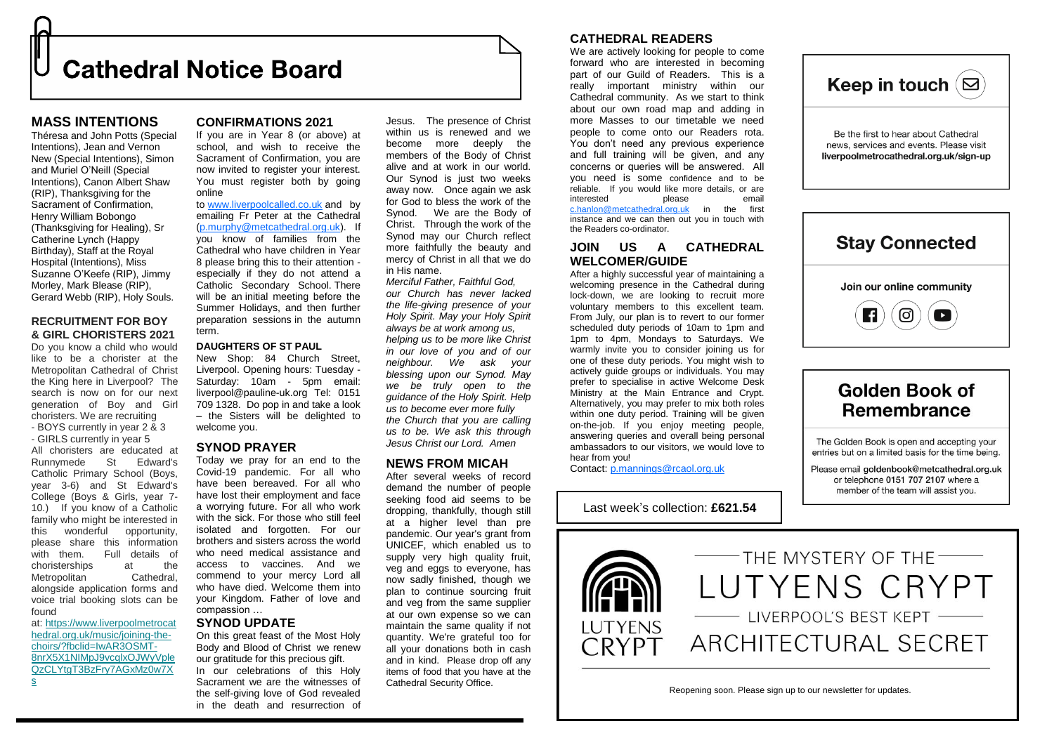# Cathedral Notice Board

## MASS INTENTIONS

Thérésa and John Potts (Special Intentions), Jean and Vernon New (Special Intentions), Simon and Muriel O'Neill (Special Intentions), Canon Albert Shaw (RIP), Thanksgiving for the Sacrament of Confirmation, Henry William Bobongo (Thanksgiving for Healing), Sr Catherine Lynch (Happy Birthday), Staff at the Royal Hospital (Intentions), Miss Suzanne O'Keefe (RIP), Jimmy Morley, Mark Blease (RIP), Gerard Webb (RIP), Holy Souls.

## RECRUITMENT FOR BOY & GIRL CHORISTERS 2021

Do you know a child who would like to be a chorister at the Metropolitan Cathedral of Christ the King here in Liverpool? The search is now on for our next generation of Boy and Girl choristers. We are recruiting

- BOYS currently in year 2 & 3
- GIRLS currently in year 5

All choristers are educated at Runnymede St Edward's Catholic Primary School (Boys, year 3-6) and St Edward's College (Boys & Girls, year 7-10.) If you know of a Catholic family who might be interested in this wonderful opportunity, please share this information with them. Full details of choristerships at the Metropolitan Cathedral, alongside application forms and voice trial booking slots can be found at: https://www.liverpoolmetrocathedral.org.uk/music/joining-the-choirs/?fbclid=IwAR3OSMT-8nrX5X1NIMpJ9vcqlxOJWyVpleQzCLYtgT3BzFry7AGxMz0w7Xs

## CONFIRMATIONS 2021

If you are in Year 8 (or above) at school, and wish to receive the Sacrament of Confirmation, you are now invited to register your interest. You must register both by going online to www.liverpoolcalled.co.uk and by emailing Fr Peter at the Cathedral (p.murphy@metcathedral.org.uk). If you know of families from the Cathedral who have children in Year 8 please bring this to their attention - especially if they do not attend a Catholic Secondary School. There will be an initial meeting before the Summer Holidays, and then further preparation sessions in the autumn term.

### DAUGHTERS OF ST PAUL

New Shop: 84 Church Street, Liverpool. Opening hours: Tuesday - Saturday: 10am - 5pm email: liverpool@pauline-uk.org Tel: 0151 709 1328. Do pop in and take a look – the Sisters will be delighted to welcome you.

## SYNOD PRAYER

Today we pray for an end to the Covid-19 pandemic. For all who have been bereaved. For all who have lost their employment and face a worrying future. For all who work with the sick. For those who still feel isolated and forgotten. For our brothers and sisters across the world who need medical assistance and access to vaccines. And we commend to your mercy Lord all who have died. Welcome them into your Kingdom. Father of love and compassion …

## SYNOD UPDATE

On this great feast of the Most Holy Body and Blood of Christ we renew our gratitude for this precious gift.

In our celebrations of this Holy Sacrament we are the witnesses of the self-giving love of God revealed in the death and resurrection of Jesus. The presence of Christ within us is renewed and we become more deeply the members of the Body of Christ alive and at work in our world. Our Synod is just two weeks away now. Once again we ask for God to bless the work of the Synod. We are the Body of Christ. Through the work of the Synod may our Church reflect more faithfully the beauty and mercy of Christ in all that we do in His name.

*Merciful Father, Faithful God, our Church has never lacked the life-giving presence of your Holy Spirit. May your Holy Spirit always be at work among us, helping us to be more like Christ in our love of you and of our neighbour. We ask your blessing upon our Synod. May we be truly open to the guidance of the Holy Spirit. Help us to become ever more fully the Church that you are calling us to be. We ask this through Jesus Christ our Lord. Amen*

## NEWS FROM MICAH

After several weeks of record demand the number of people seeking food aid seems to be dropping, thankfully, though still at a higher level than pre pandemic. Our year's grant from UNICEF, which enabled us to supply very high quality fruit, veg and eggs to everyone, has now sadly finished, though we plan to continue sourcing fruit and veg from the same supplier at our own expense so we can maintain the same quality if not quantity. We're grateful too for all your donations both in cash and in kind. Please drop off any items of food that you have at the Cathedral Security Office.

## CATHEDRAL READERS

We are actively looking for people to come forward who are interested in becoming part of our Guild of Readers. This is a really important ministry within our Cathedral community. As we start to think about our own road map and adding in more Masses to our timetable we need more people to come onto our Readers rota. You don't need any previous experience and full training will be given, and any concerns or queries will be answered. All you need is some confidence and to be reliable. If you would like more details, or are interested please email c.hanlon@metcathedral.org.uk in the first instance and we can then out you in touch with the Readers co-ordinator.

## JOIN US A CATHEDRAL WELCOMER/GUIDE

After a highly successful year of maintaining a welcoming presence in the Cathedral during lock-down, we are looking to recruit more voluntary members to this excellent team. From July, our plan is to revert to our former scheduled duty periods of 10am to 1pm and 1pm to 4pm, Mondays to Saturdays. We warmly invite you to consider joining us for one of these duty periods. You might wish to actively guide groups or individuals. You may prefer to specialise in active Welcome Desk Ministry at the Main Entrance and Crypt. Alternatively, you may prefer to mix both roles within one duty period. Training will be given on-the-job. If you enjoy meeting people, answering queries and overall being personal ambassadors to our visitors, we would love to hear from you!

Contact: p.mannings@rcaol.org.uk

Last week's collection: **£621.54**

## Keep in touch

Be the first to hear about Cathedral news, services and events. Please visit **liverpoolmetrocathedral.org.uk/sign-up**

## Stay Connected

Join our online community

## Golden Book of Remembrance

The Golden Book is open and accepting your entries but on a limited basis for the time being.

Please email **goldenbook@metcathedral.org.uk** or telephone **0151 707 2107** where a member of the team will assist you.

LUTYENS CRYPT

THE MYSTERY OF THE LUTYENS CRYPT

LIVERPOOL'S BEST KEPT ARCHITECTURAL SECRET

Reopening soon. Please sign up to our newsletter for updates.